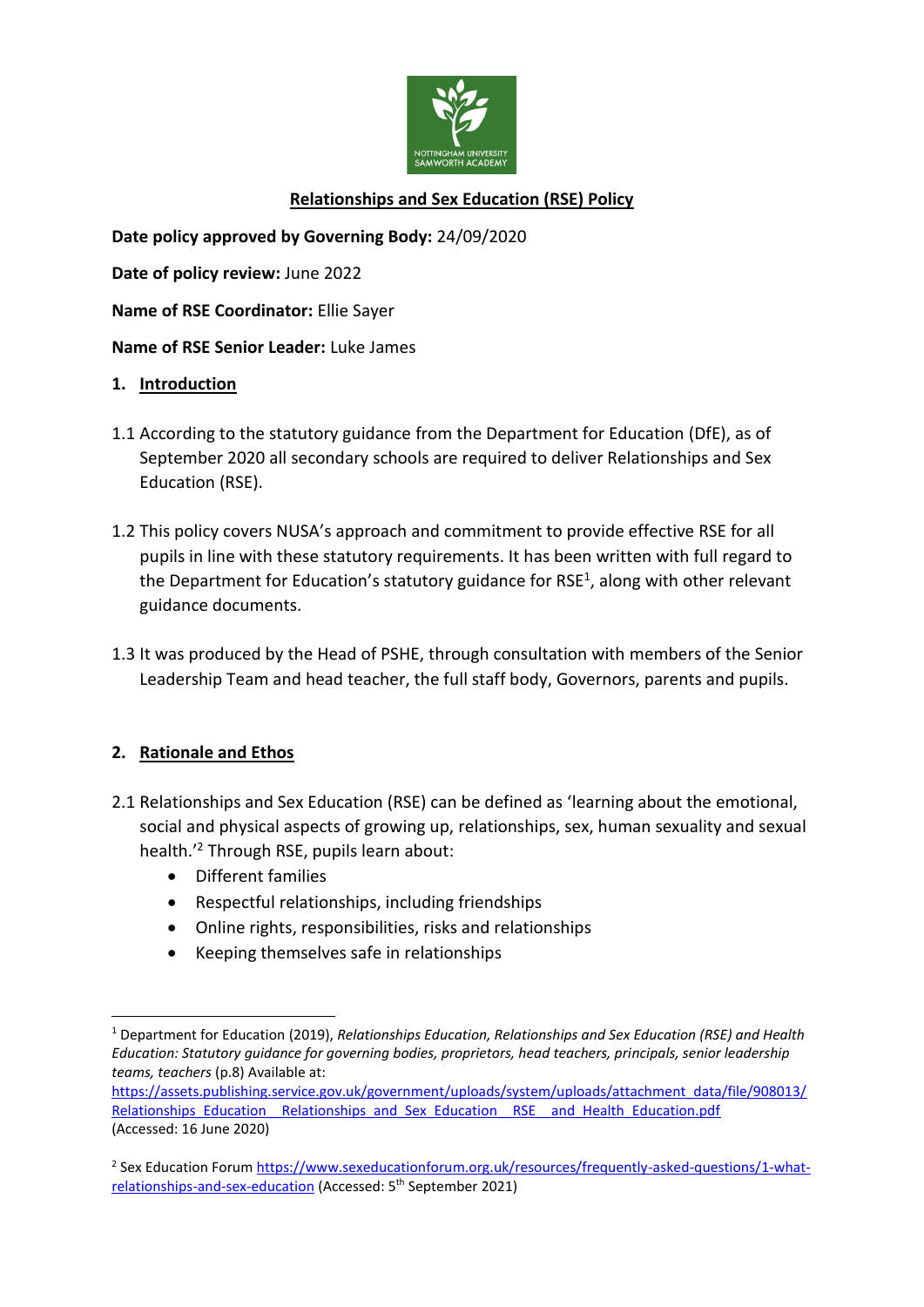# Relationships and Sex Education (RSE) Policy

**Date policy approved by Governing Body:** 24/09/2020

**Date of policy review:** June 2022

**Name of RSE Coordinator:** Ellie Sayer

**Name of RSE Senior Leader:** Luke James

## 1. Introduction

1.1 According to the statutory guidance from the Department for Education (DfE), as of September 2020 all secondary schools are required to deliver Relationships and Sex Education (RSE).

1.2 This policy covers NUSA's approach and commitment to provide effective RSE for all pupils in line with these statutory requirements. It has been written with full regard to the Department for Education's statutory guidance for RSE[1], along with other relevant guidance documents.

1.3 It was produced by the Head of PSHE, through consultation with members of the Senior Leadership Team and head teacher, the full staff body, Governors, parents and pupils.

## 2. Rationale and Ethos

2.1 Relationships and Sex Education (RSE) can be defined as 'learning about the emotional, social and physical aspects of growing up, relationships, sex, human sexuality and sexual health.'[2] Through RSE, pupils learn about:

- Different families
- Respectful relationships, including friendships
- Online rights, responsibilities, risks and relationships
- Keeping themselves safe in relationships

---

[1] Department for Education (2019), *Relationships Education, Relationships and Sex Education (RSE) and Health Education: Statutory guidance for governing bodies, proprietors, head teachers, principals, senior leadership teams, teachers* (p.8) Available at: https://assets.publishing.service.gov.uk/government/uploads/system/uploads/attachment_data/file/908013/Relationships_Education__Relationships_and_Sex_Education__RSE__and_Health_Education.pdf (Accessed: 16 June 2020)

[2] Sex Education Forum https://www.sexeducationforum.org.uk/resources/frequently-asked-questions/1-what-relationships-and-sex-education (Accessed: 5th September 2021)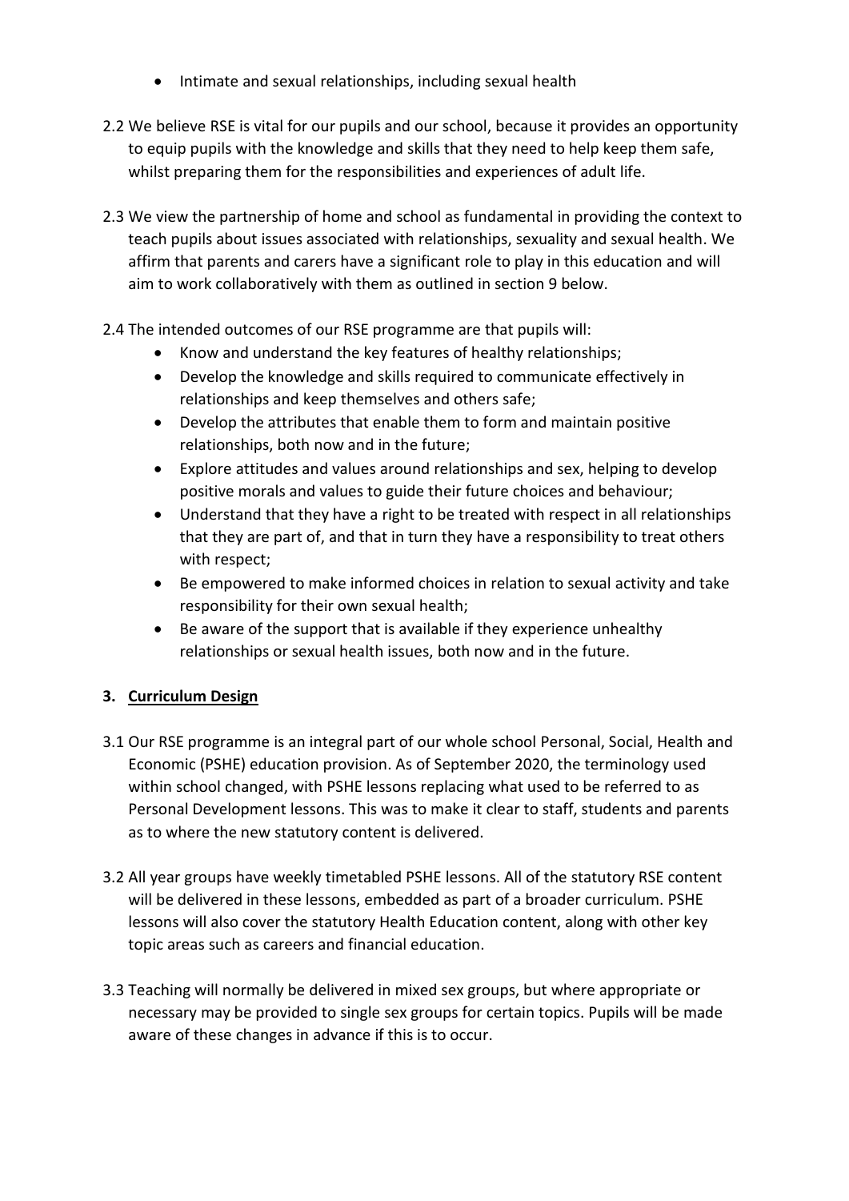- Intimate and sexual relationships, including sexual health

2.2 We believe RSE is vital for our pupils and our school, because it provides an opportunity to equip pupils with the knowledge and skills that they need to help keep them safe, whilst preparing them for the responsibilities and experiences of adult life.

2.3 We view the partnership of home and school as fundamental in providing the context to teach pupils about issues associated with relationships, sexuality and sexual health. We affirm that parents and carers have a significant role to play in this education and will aim to work collaboratively with them as outlined in section 9 below.

2.4 The intended outcomes of our RSE programme are that pupils will:

- Know and understand the key features of healthy relationships;
- Develop the knowledge and skills required to communicate effectively in relationships and keep themselves and others safe;
- Develop the attributes that enable them to form and maintain positive relationships, both now and in the future;
- Explore attitudes and values around relationships and sex, helping to develop positive morals and values to guide their future choices and behaviour;
- Understand that they have a right to be treated with respect in all relationships that they are part of, and that in turn they have a responsibility to treat others with respect;
- Be empowered to make informed choices in relation to sexual activity and take responsibility for their own sexual health;
- Be aware of the support that is available if they experience unhealthy relationships or sexual health issues, both now and in the future.

## 3. Curriculum Design

3.1 Our RSE programme is an integral part of our whole school Personal, Social, Health and Economic (PSHE) education provision. As of September 2020, the terminology used within school changed, with PSHE lessons replacing what used to be referred to as Personal Development lessons. This was to make it clear to staff, students and parents as to where the new statutory content is delivered.

3.2 All year groups have weekly timetabled PSHE lessons. All of the statutory RSE content will be delivered in these lessons, embedded as part of a broader curriculum. PSHE lessons will also cover the statutory Health Education content, along with other key topic areas such as careers and financial education.

3.3 Teaching will normally be delivered in mixed sex groups, but where appropriate or necessary may be provided to single sex groups for certain topics. Pupils will be made aware of these changes in advance if this is to occur.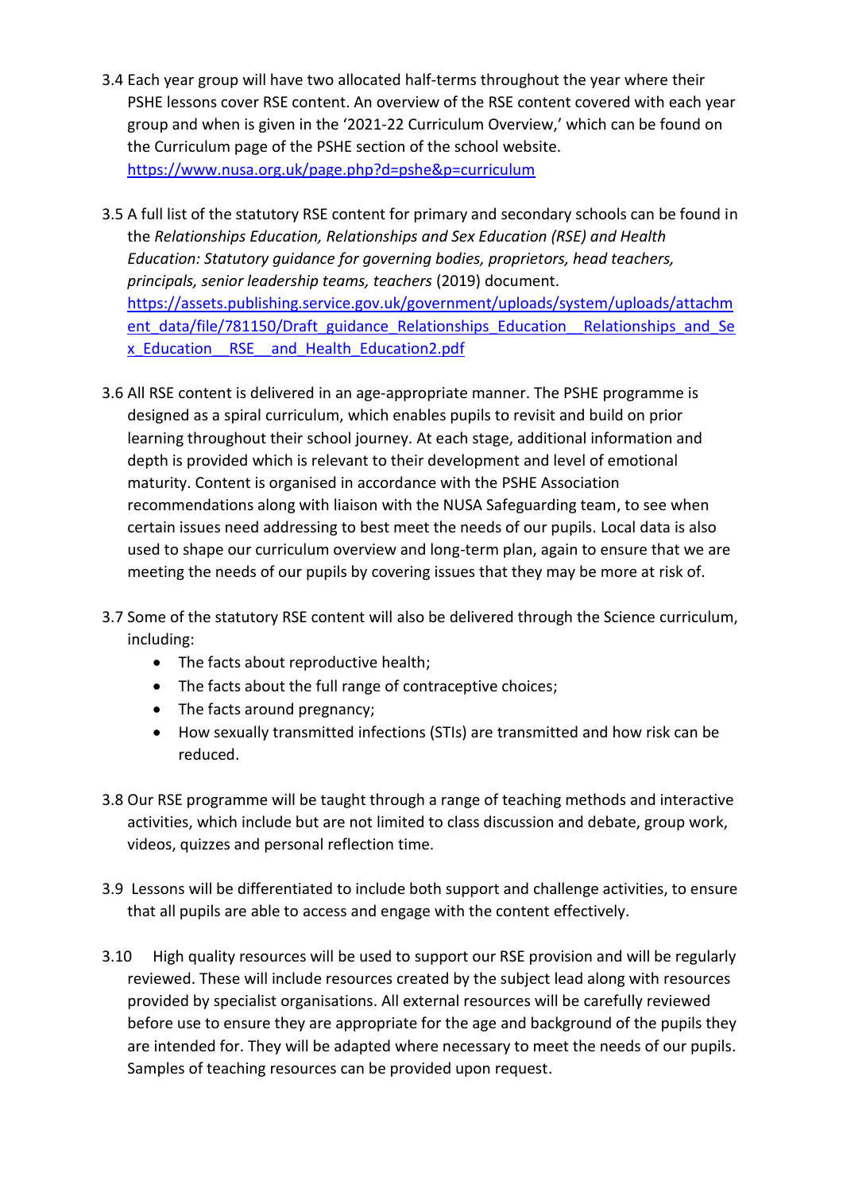3.4 Each year group will have two allocated half-terms throughout the year where their PSHE lessons cover RSE content. An overview of the RSE content covered with each year group and when is given in the '2021-22 Curriculum Overview,' which can be found on the Curriculum page of the PSHE section of the school website. https://www.nusa.org.uk/page.php?d=pshe&p=curriculum

3.5 A full list of the statutory RSE content for primary and secondary schools can be found in the *Relationships Education, Relationships and Sex Education (RSE) and Health Education: Statutory guidance for governing bodies, proprietors, head teachers, principals, senior leadership teams, teachers* (2019) document. https://assets.publishing.service.gov.uk/government/uploads/system/uploads/attachment_data/file/781150/Draft_guidance_Relationships_Education__Relationships_and_Sex_Education__RSE__and_Health_Education2.pdf

3.6 All RSE content is delivered in an age-appropriate manner. The PSHE programme is designed as a spiral curriculum, which enables pupils to revisit and build on prior learning throughout their school journey. At each stage, additional information and depth is provided which is relevant to their development and level of emotional maturity. Content is organised in accordance with the PSHE Association recommendations along with liaison with the NUSA Safeguarding team, to see when certain issues need addressing to best meet the needs of our pupils. Local data is also used to shape our curriculum overview and long-term plan, again to ensure that we are meeting the needs of our pupils by covering issues that they may be more at risk of.

3.7 Some of the statutory RSE content will also be delivered through the Science curriculum, including:

- The facts about reproductive health;
- The facts about the full range of contraceptive choices;
- The facts around pregnancy;
- How sexually transmitted infections (STIs) are transmitted and how risk can be reduced.

3.8 Our RSE programme will be taught through a range of teaching methods and interactive activities, which include but are not limited to class discussion and debate, group work, videos, quizzes and personal reflection time.

3.9 Lessons will be differentiated to include both support and challenge activities, to ensure that all pupils are able to access and engage with the content effectively.

3.10 High quality resources will be used to support our RSE provision and will be regularly reviewed. These will include resources created by the subject lead along with resources provided by specialist organisations. All external resources will be carefully reviewed before use to ensure they are appropriate for the age and background of the pupils they are intended for. They will be adapted where necessary to meet the needs of our pupils. Samples of teaching resources can be provided upon request.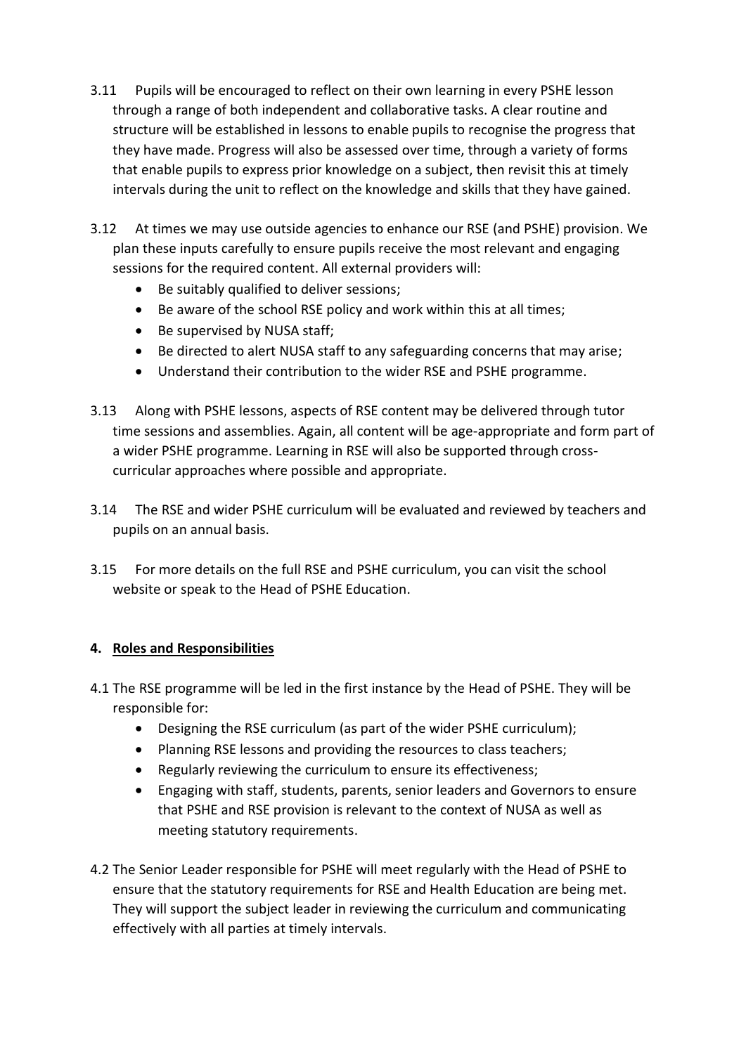3.11 Pupils will be encouraged to reflect on their own learning in every PSHE lesson through a range of both independent and collaborative tasks. A clear routine and structure will be established in lessons to enable pupils to recognise the progress that they have made. Progress will also be assessed over time, through a variety of forms that enable pupils to express prior knowledge on a subject, then revisit this at timely intervals during the unit to reflect on the knowledge and skills that they have gained.

3.12 At times we may use outside agencies to enhance our RSE (and PSHE) provision. We plan these inputs carefully to ensure pupils receive the most relevant and engaging sessions for the required content. All external providers will:

- Be suitably qualified to deliver sessions;
- Be aware of the school RSE policy and work within this at all times;
- Be supervised by NUSA staff;
- Be directed to alert NUSA staff to any safeguarding concerns that may arise;
- Understand their contribution to the wider RSE and PSHE programme.

3.13 Along with PSHE lessons, aspects of RSE content may be delivered through tutor time sessions and assemblies. Again, all content will be age-appropriate and form part of a wider PSHE programme. Learning in RSE will also be supported through cross-curricular approaches where possible and appropriate.

3.14 The RSE and wider PSHE curriculum will be evaluated and reviewed by teachers and pupils on an annual basis.

3.15 For more details on the full RSE and PSHE curriculum, you can visit the school website or speak to the Head of PSHE Education.

## 4. Roles and Responsibilities

4.1 The RSE programme will be led in the first instance by the Head of PSHE. They will be responsible for:

- Designing the RSE curriculum (as part of the wider PSHE curriculum);
- Planning RSE lessons and providing the resources to class teachers;
- Regularly reviewing the curriculum to ensure its effectiveness;
- Engaging with staff, students, parents, senior leaders and Governors to ensure that PSHE and RSE provision is relevant to the context of NUSA as well as meeting statutory requirements.

4.2 The Senior Leader responsible for PSHE will meet regularly with the Head of PSHE to ensure that the statutory requirements for RSE and Health Education are being met. They will support the subject leader in reviewing the curriculum and communicating effectively with all parties at timely intervals.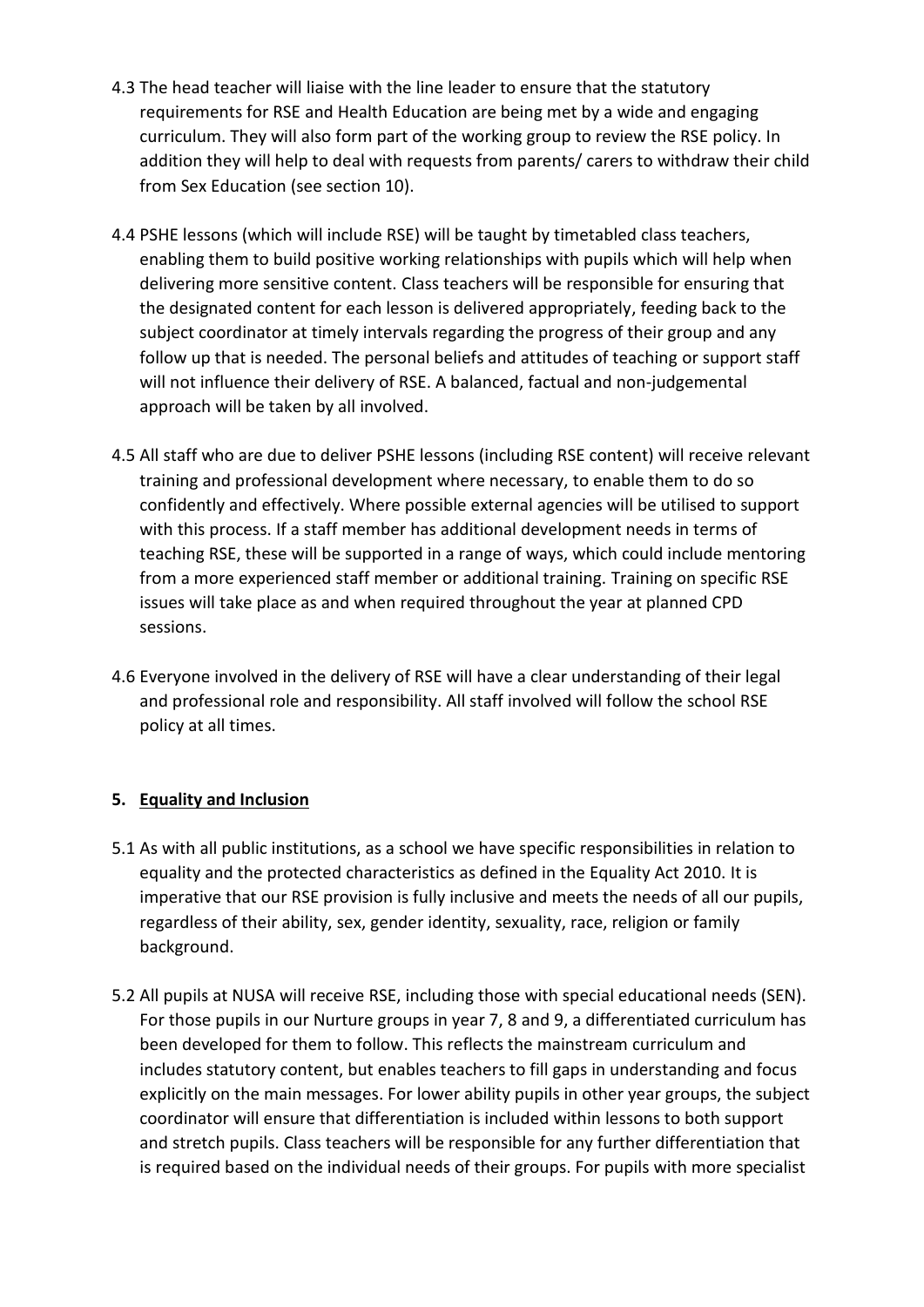4.3 The head teacher will liaise with the line leader to ensure that the statutory requirements for RSE and Health Education are being met by a wide and engaging curriculum. They will also form part of the working group to review the RSE policy. In addition they will help to deal with requests from parents/ carers to withdraw their child from Sex Education (see section 10).

4.4 PSHE lessons (which will include RSE) will be taught by timetabled class teachers, enabling them to build positive working relationships with pupils which will help when delivering more sensitive content. Class teachers will be responsible for ensuring that the designated content for each lesson is delivered appropriately, feeding back to the subject coordinator at timely intervals regarding the progress of their group and any follow up that is needed. The personal beliefs and attitudes of teaching or support staff will not influence their delivery of RSE. A balanced, factual and non-judgemental approach will be taken by all involved.

4.5 All staff who are due to deliver PSHE lessons (including RSE content) will receive relevant training and professional development where necessary, to enable them to do so confidently and effectively. Where possible external agencies will be utilised to support with this process. If a staff member has additional development needs in terms of teaching RSE, these will be supported in a range of ways, which could include mentoring from a more experienced staff member or additional training. Training on specific RSE issues will take place as and when required throughout the year at planned CPD sessions.

4.6 Everyone involved in the delivery of RSE will have a clear understanding of their legal and professional role and responsibility. All staff involved will follow the school RSE policy at all times.

## 5. Equality and Inclusion

5.1 As with all public institutions, as a school we have specific responsibilities in relation to equality and the protected characteristics as defined in the Equality Act 2010. It is imperative that our RSE provision is fully inclusive and meets the needs of all our pupils, regardless of their ability, sex, gender identity, sexuality, race, religion or family background.

5.2 All pupils at NUSA will receive RSE, including those with special educational needs (SEN). For those pupils in our Nurture groups in year 7, 8 and 9, a differentiated curriculum has been developed for them to follow. This reflects the mainstream curriculum and includes statutory content, but enables teachers to fill gaps in understanding and focus explicitly on the main messages. For lower ability pupils in other year groups, the subject coordinator will ensure that differentiation is included within lessons to both support and stretch pupils. Class teachers will be responsible for any further differentiation that is required based on the individual needs of their groups. For pupils with more specialist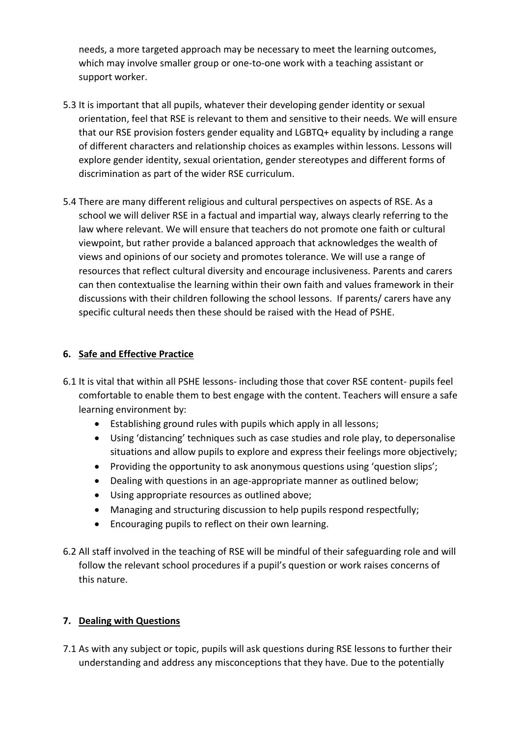needs, a more targeted approach may be necessary to meet the learning outcomes, which may involve smaller group or one-to-one work with a teaching assistant or support worker.

5.3 It is important that all pupils, whatever their developing gender identity or sexual orientation, feel that RSE is relevant to them and sensitive to their needs. We will ensure that our RSE provision fosters gender equality and LGBTQ+ equality by including a range of different characters and relationship choices as examples within lessons. Lessons will explore gender identity, sexual orientation, gender stereotypes and different forms of discrimination as part of the wider RSE curriculum.

5.4 There are many different religious and cultural perspectives on aspects of RSE. As a school we will deliver RSE in a factual and impartial way, always clearly referring to the law where relevant. We will ensure that teachers do not promote one faith or cultural viewpoint, but rather provide a balanced approach that acknowledges the wealth of views and opinions of our society and promotes tolerance. We will use a range of resources that reflect cultural diversity and encourage inclusiveness. Parents and carers can then contextualise the learning within their own faith and values framework in their discussions with their children following the school lessons. If parents/ carers have any specific cultural needs then these should be raised with the Head of PSHE.

## 6. Safe and Effective Practice

6.1 It is vital that within all PSHE lessons- including those that cover RSE content- pupils feel comfortable to enable them to best engage with the content. Teachers will ensure a safe learning environment by:

- Establishing ground rules with pupils which apply in all lessons;
- Using 'distancing' techniques such as case studies and role play, to depersonalise situations and allow pupils to explore and express their feelings more objectively;
- Providing the opportunity to ask anonymous questions using 'question slips';
- Dealing with questions in an age-appropriate manner as outlined below;
- Using appropriate resources as outlined above;
- Managing and structuring discussion to help pupils respond respectfully;
- Encouraging pupils to reflect on their own learning.

6.2 All staff involved in the teaching of RSE will be mindful of their safeguarding role and will follow the relevant school procedures if a pupil's question or work raises concerns of this nature.

## 7. Dealing with Questions

7.1 As with any subject or topic, pupils will ask questions during RSE lessons to further their understanding and address any misconceptions that they have. Due to the potentially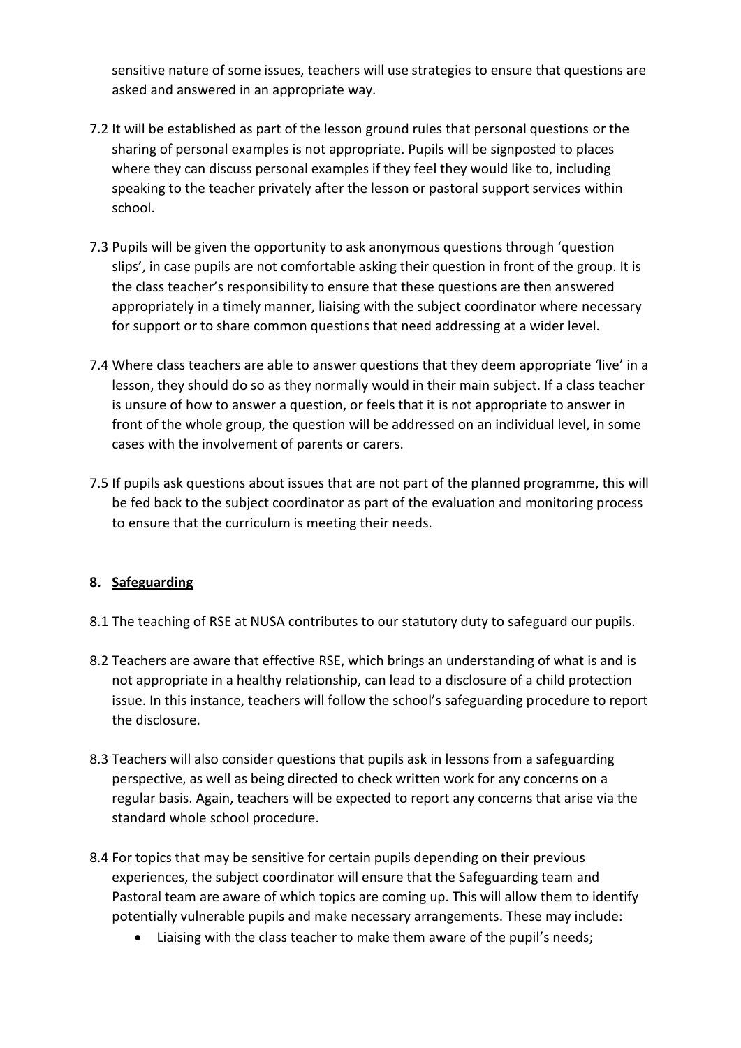sensitive nature of some issues, teachers will use strategies to ensure that questions are asked and answered in an appropriate way.

7.2 It will be established as part of the lesson ground rules that personal questions or the sharing of personal examples is not appropriate. Pupils will be signposted to places where they can discuss personal examples if they feel they would like to, including speaking to the teacher privately after the lesson or pastoral support services within school.

7.3 Pupils will be given the opportunity to ask anonymous questions through 'question slips', in case pupils are not comfortable asking their question in front of the group. It is the class teacher's responsibility to ensure that these questions are then answered appropriately in a timely manner, liaising with the subject coordinator where necessary for support or to share common questions that need addressing at a wider level.

7.4 Where class teachers are able to answer questions that they deem appropriate 'live' in a lesson, they should do so as they normally would in their main subject. If a class teacher is unsure of how to answer a question, or feels that it is not appropriate to answer in front of the whole group, the question will be addressed on an individual level, in some cases with the involvement of parents or carers.

7.5 If pupils ask questions about issues that are not part of the planned programme, this will be fed back to the subject coordinator as part of the evaluation and monitoring process to ensure that the curriculum is meeting their needs.

## 8. Safeguarding

8.1 The teaching of RSE at NUSA contributes to our statutory duty to safeguard our pupils.

8.2 Teachers are aware that effective RSE, which brings an understanding of what is and is not appropriate in a healthy relationship, can lead to a disclosure of a child protection issue. In this instance, teachers will follow the school's safeguarding procedure to report the disclosure.

8.3 Teachers will also consider questions that pupils ask in lessons from a safeguarding perspective, as well as being directed to check written work for any concerns on a regular basis. Again, teachers will be expected to report any concerns that arise via the standard whole school procedure.

8.4 For topics that may be sensitive for certain pupils depending on their previous experiences, the subject coordinator will ensure that the Safeguarding team and Pastoral team are aware of which topics are coming up. This will allow them to identify potentially vulnerable pupils and make necessary arrangements. These may include:

- Liaising with the class teacher to make them aware of the pupil's needs;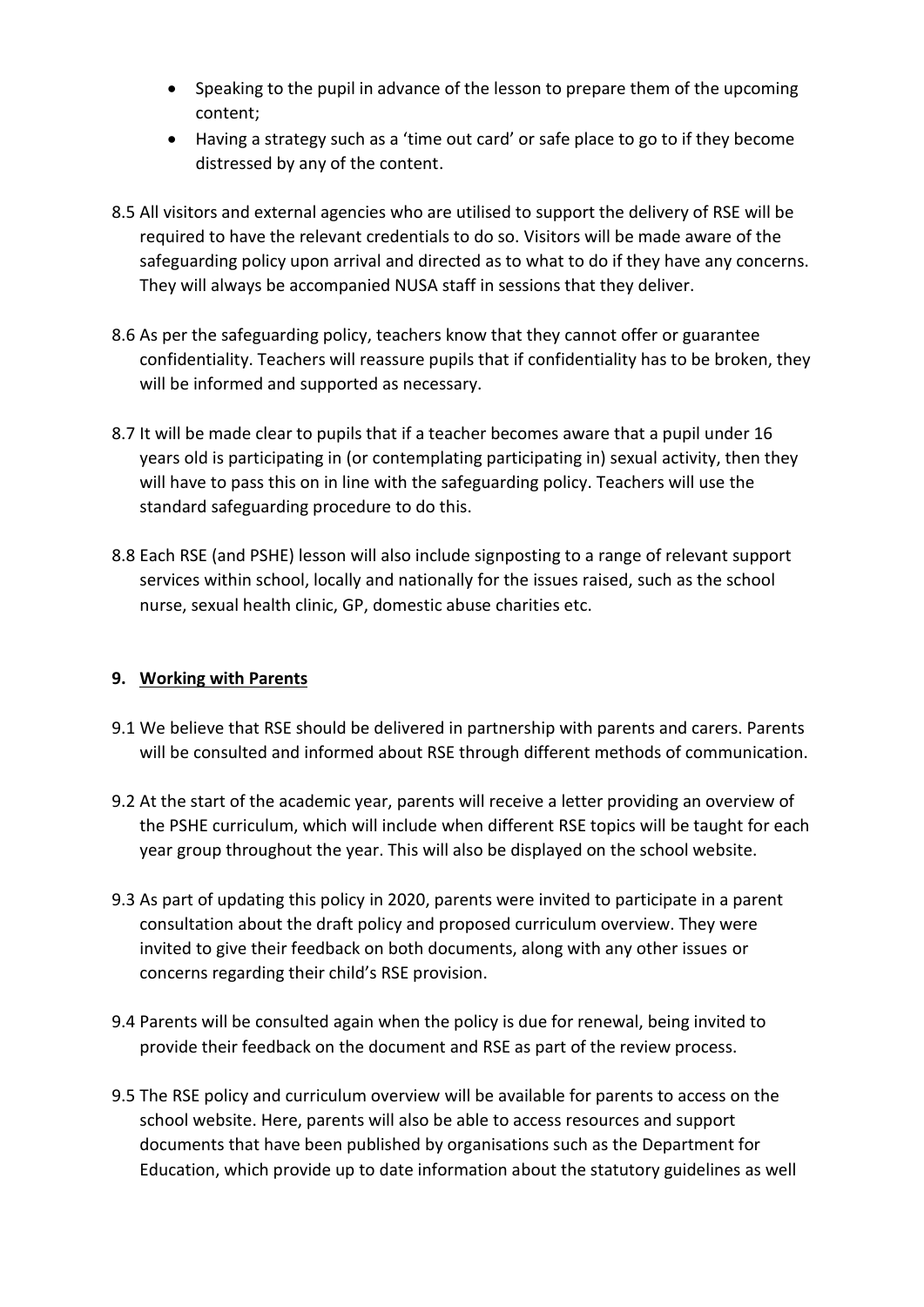- Speaking to the pupil in advance of the lesson to prepare them of the upcoming content;
- Having a strategy such as a 'time out card' or safe place to go to if they become distressed by any of the content.

8.5 All visitors and external agencies who are utilised to support the delivery of RSE will be required to have the relevant credentials to do so. Visitors will be made aware of the safeguarding policy upon arrival and directed as to what to do if they have any concerns. They will always be accompanied NUSA staff in sessions that they deliver.

8.6 As per the safeguarding policy, teachers know that they cannot offer or guarantee confidentiality. Teachers will reassure pupils that if confidentiality has to be broken, they will be informed and supported as necessary.

8.7 It will be made clear to pupils that if a teacher becomes aware that a pupil under 16 years old is participating in (or contemplating participating in) sexual activity, then they will have to pass this on in line with the safeguarding policy. Teachers will use the standard safeguarding procedure to do this.

8.8 Each RSE (and PSHE) lesson will also include signposting to a range of relevant support services within school, locally and nationally for the issues raised, such as the school nurse, sexual health clinic, GP, domestic abuse charities etc.

## 9. Working with Parents

9.1 We believe that RSE should be delivered in partnership with parents and carers. Parents will be consulted and informed about RSE through different methods of communication.

9.2 At the start of the academic year, parents will receive a letter providing an overview of the PSHE curriculum, which will include when different RSE topics will be taught for each year group throughout the year. This will also be displayed on the school website.

9.3 As part of updating this policy in 2020, parents were invited to participate in a parent consultation about the draft policy and proposed curriculum overview. They were invited to give their feedback on both documents, along with any other issues or concerns regarding their child's RSE provision.

9.4 Parents will be consulted again when the policy is due for renewal, being invited to provide their feedback on the document and RSE as part of the review process.

9.5 The RSE policy and curriculum overview will be available for parents to access on the school website. Here, parents will also be able to access resources and support documents that have been published by organisations such as the Department for Education, which provide up to date information about the statutory guidelines as well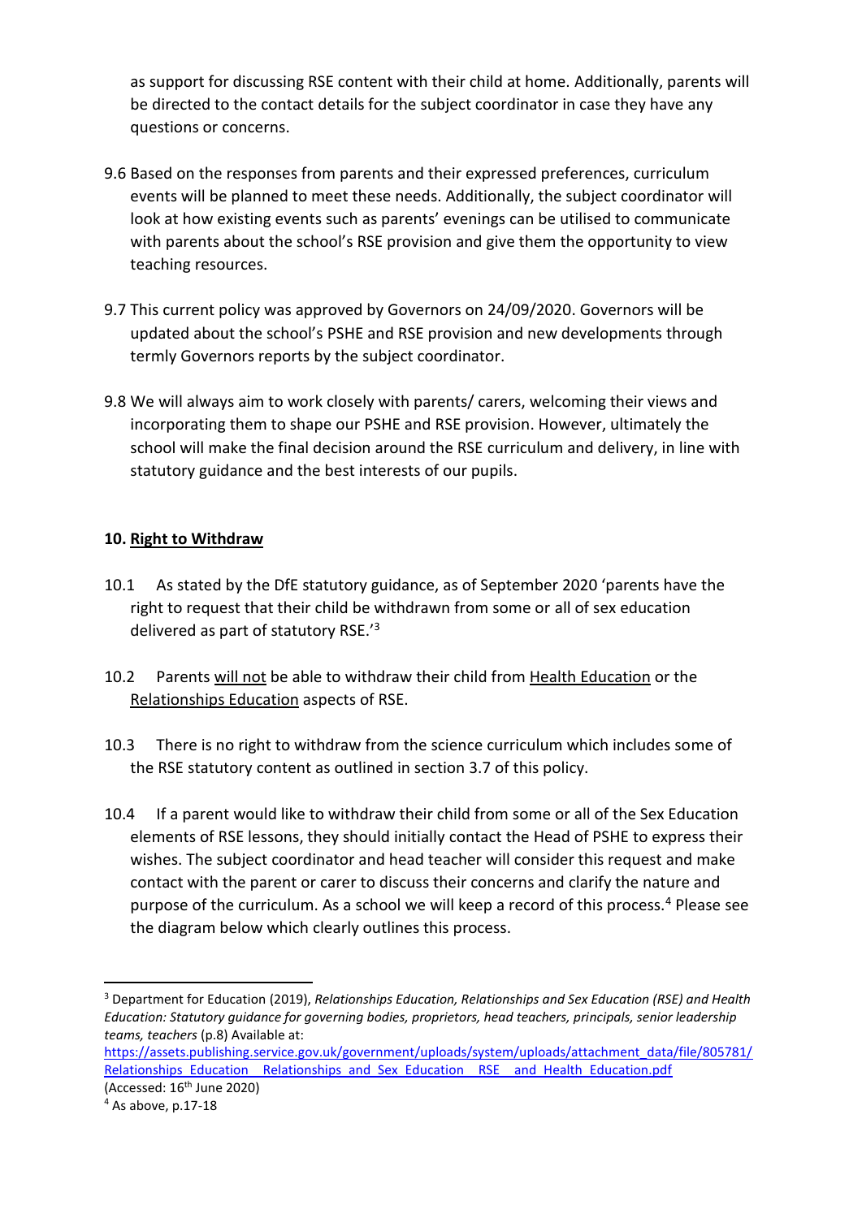as support for discussing RSE content with their child at home. Additionally, parents will be directed to the contact details for the subject coordinator in case they have any questions or concerns.

9.6 Based on the responses from parents and their expressed preferences, curriculum events will be planned to meet these needs. Additionally, the subject coordinator will look at how existing events such as parents' evenings can be utilised to communicate with parents about the school's RSE provision and give them the opportunity to view teaching resources.

9.7 This current policy was approved by Governors on 24/09/2020. Governors will be updated about the school's PSHE and RSE provision and new developments through termly Governors reports by the subject coordinator.

9.8 We will always aim to work closely with parents/ carers, welcoming their views and incorporating them to shape our PSHE and RSE provision. However, ultimately the school will make the final decision around the RSE curriculum and delivery, in line with statutory guidance and the best interests of our pupils.

## 10. Right to Withdraw

10.1 As stated by the DfE statutory guidance, as of September 2020 'parents have the right to request that their child be withdrawn from some or all of sex education delivered as part of statutory RSE.'[3]

10.2 Parents will not be able to withdraw their child from Health Education or the Relationships Education aspects of RSE.

10.3 There is no right to withdraw from the science curriculum which includes some of the RSE statutory content as outlined in section 3.7 of this policy.

10.4 If a parent would like to withdraw their child from some or all of the Sex Education elements of RSE lessons, they should initially contact the Head of PSHE to express their wishes. The subject coordinator and head teacher will consider this request and make contact with the parent or carer to discuss their concerns and clarify the nature and purpose of the curriculum. As a school we will keep a record of this process.[4] Please see the diagram below which clearly outlines this process.

---

[3] Department for Education (2019), *Relationships Education, Relationships and Sex Education (RSE) and Health Education: Statutory guidance for governing bodies, proprietors, head teachers, principals, senior leadership teams, teachers* (p.8) Available at: https://assets.publishing.service.gov.uk/government/uploads/system/uploads/attachment_data/file/805781/Relationships_Education__Relationships_and_Sex_Education__RSE__and_Health_Education.pdf (Accessed: 16th June 2020)

[4] As above, p.17-18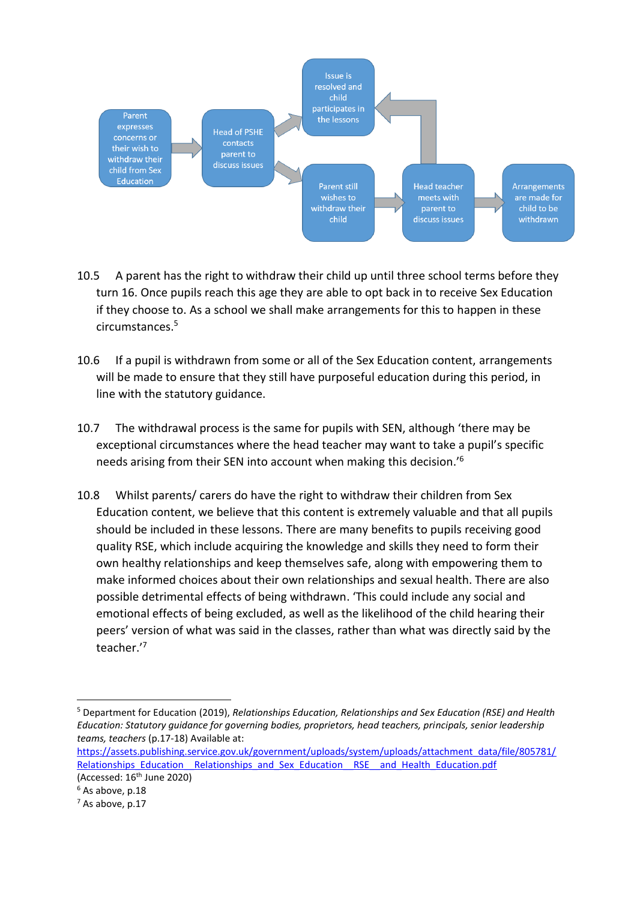Parent expresses concerns or their wish to withdraw their child from Sex Education → Head of PSHE contacts parent to discuss issues → Issue is resolved and child participates in the lessons

Head of PSHE contacts parent to discuss issues → Parent still wishes to withdraw their child → Head teacher meets with parent to discuss issues → Arrangements are made for child to be withdrawn

Head teacher meets with parent to discuss issues → Issue is resolved and child participates in the lessons

10.5 A parent has the right to withdraw their child up until three school terms before they turn 16. Once pupils reach this age they are able to opt back in to receive Sex Education if they choose to. As a school we shall make arrangements for this to happen in these circumstances.[5]

10.6 If a pupil is withdrawn from some or all of the Sex Education content, arrangements will be made to ensure that they still have purposeful education during this period, in line with the statutory guidance.

10.7 The withdrawal process is the same for pupils with SEN, although 'there may be exceptional circumstances where the head teacher may want to take a pupil's specific needs arising from their SEN into account when making this decision.'[6]

10.8 Whilst parents/ carers do have the right to withdraw their children from Sex Education content, we believe that this content is extremely valuable and that all pupils should be included in these lessons. There are many benefits to pupils receiving good quality RSE, which include acquiring the knowledge and skills they need to form their own healthy relationships and keep themselves safe, along with empowering them to make informed choices about their own relationships and sexual health. There are also possible detrimental effects of being withdrawn. 'This could include any social and emotional effects of being excluded, as well as the likelihood of the child hearing their peers' version of what was said in the classes, rather than what was directly said by the teacher.'[7]

---

[5] Department for Education (2019), *Relationships Education, Relationships and Sex Education (RSE) and Health Education: Statutory guidance for governing bodies, proprietors, head teachers, principals, senior leadership teams, teachers* (p.17-18) Available at: https://assets.publishing.service.gov.uk/government/uploads/system/uploads/attachment_data/file/805781/Relationships_Education__Relationships_and_Sex_Education__RSE__and_Health_Education.pdf (Accessed: 16th June 2020)

[6] As above, p.18

[7] As above, p.17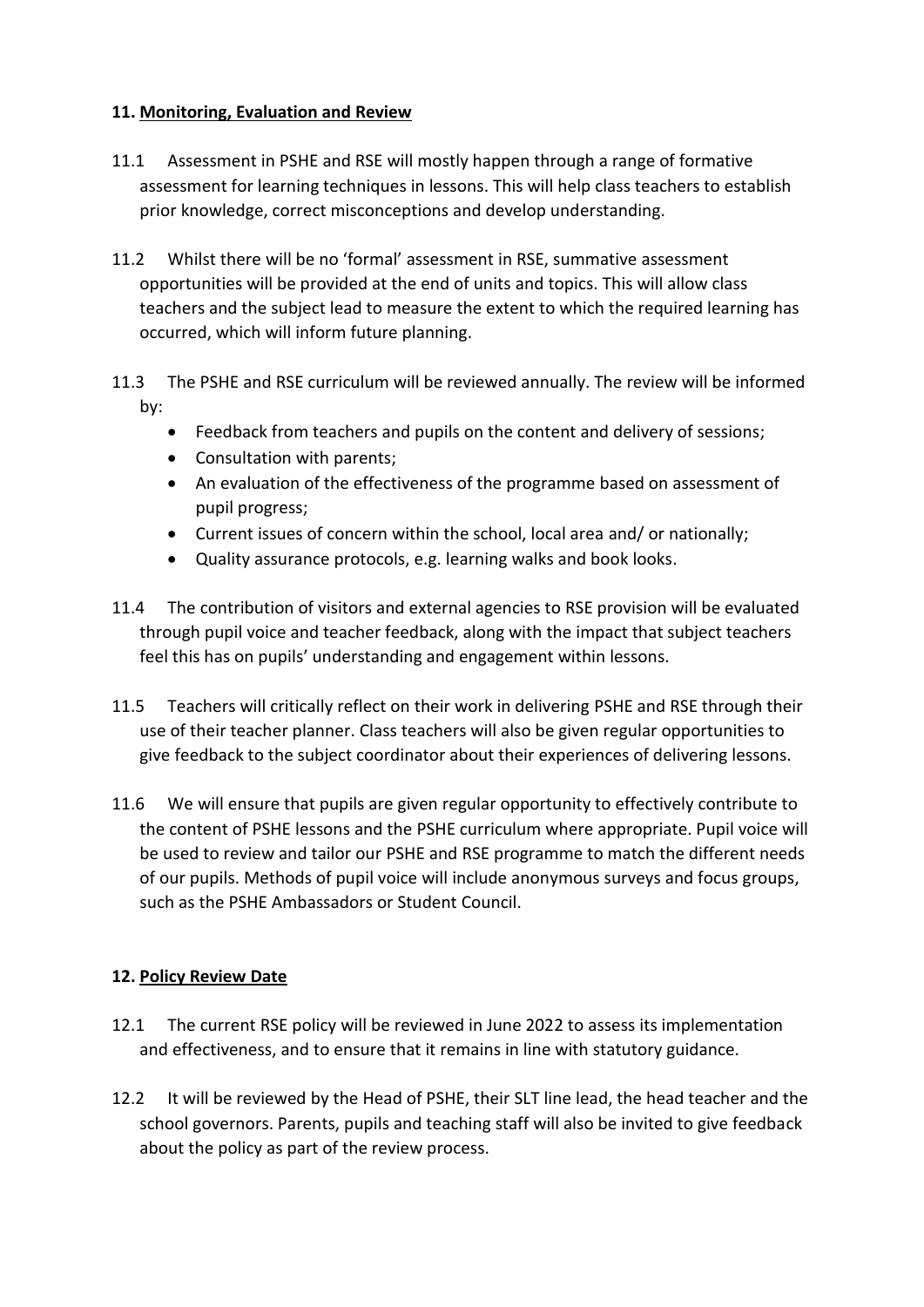## 11. Monitoring, Evaluation and Review

11.1 Assessment in PSHE and RSE will mostly happen through a range of formative assessment for learning techniques in lessons. This will help class teachers to establish prior knowledge, correct misconceptions and develop understanding.

11.2 Whilst there will be no 'formal' assessment in RSE, summative assessment opportunities will be provided at the end of units and topics. This will allow class teachers and the subject lead to measure the extent to which the required learning has occurred, which will inform future planning.

11.3 The PSHE and RSE curriculum will be reviewed annually. The review will be informed by:

- Feedback from teachers and pupils on the content and delivery of sessions;
- Consultation with parents;
- An evaluation of the effectiveness of the programme based on assessment of pupil progress;
- Current issues of concern within the school, local area and/ or nationally;
- Quality assurance protocols, e.g. learning walks and book looks.

11.4 The contribution of visitors and external agencies to RSE provision will be evaluated through pupil voice and teacher feedback, along with the impact that subject teachers feel this has on pupils' understanding and engagement within lessons.

11.5 Teachers will critically reflect on their work in delivering PSHE and RSE through their use of their teacher planner. Class teachers will also be given regular opportunities to give feedback to the subject coordinator about their experiences of delivering lessons.

11.6 We will ensure that pupils are given regular opportunity to effectively contribute to the content of PSHE lessons and the PSHE curriculum where appropriate. Pupil voice will be used to review and tailor our PSHE and RSE programme to match the different needs of our pupils. Methods of pupil voice will include anonymous surveys and focus groups, such as the PSHE Ambassadors or Student Council.

## 12. Policy Review Date

12.1 The current RSE policy will be reviewed in June 2022 to assess its implementation and effectiveness, and to ensure that it remains in line with statutory guidance.

12.2 It will be reviewed by the Head of PSHE, their SLT line lead, the head teacher and the school governors. Parents, pupils and teaching staff will also be invited to give feedback about the policy as part of the review process.